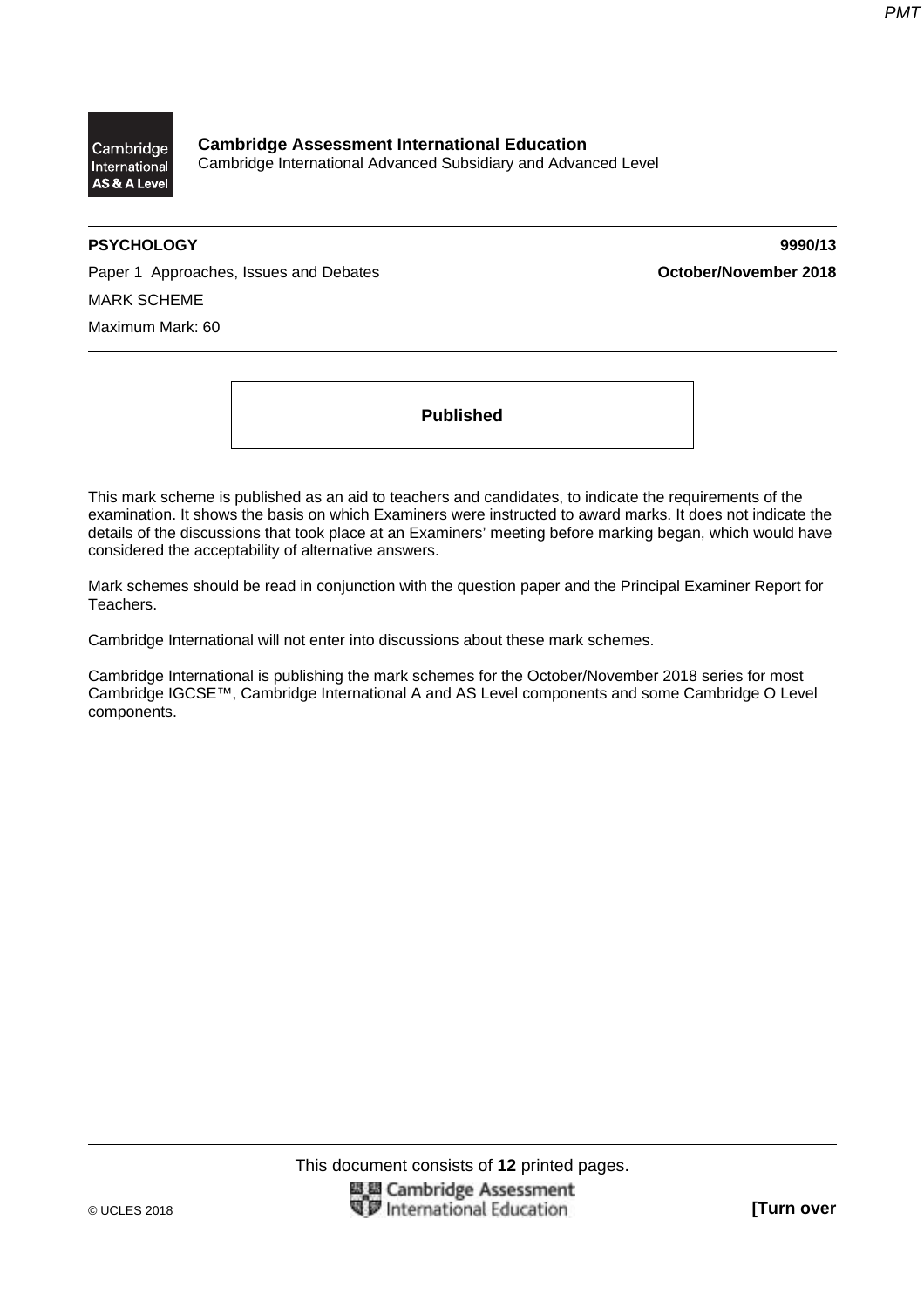**Cambridge Assessment International Education**
Cambridge International Advanced Subsidiary and Advanced Level

**PSYCHOLOGY** **9990/13**

Paper 1 Approaches, Issues and Debates **October/November 2018**

MARK SCHEME

Maximum Mark: 60

**Published**

This mark scheme is published as an aid to teachers and candidates, to indicate the requirements of the examination. It shows the basis on which Examiners were instructed to award marks. It does not indicate the details of the discussions that took place at an Examiners' meeting before marking began, which would have considered the acceptability of alternative answers.

Mark schemes should be read in conjunction with the question paper and the Principal Examiner Report for Teachers.

Cambridge International will not enter into discussions about these mark schemes.

Cambridge International is publishing the mark schemes for the October/November 2018 series for most Cambridge IGCSE™, Cambridge International A and AS Level components and some Cambridge O Level components.

This document consists of **12** printed pages.

© UCLES 2018 **[Turn over**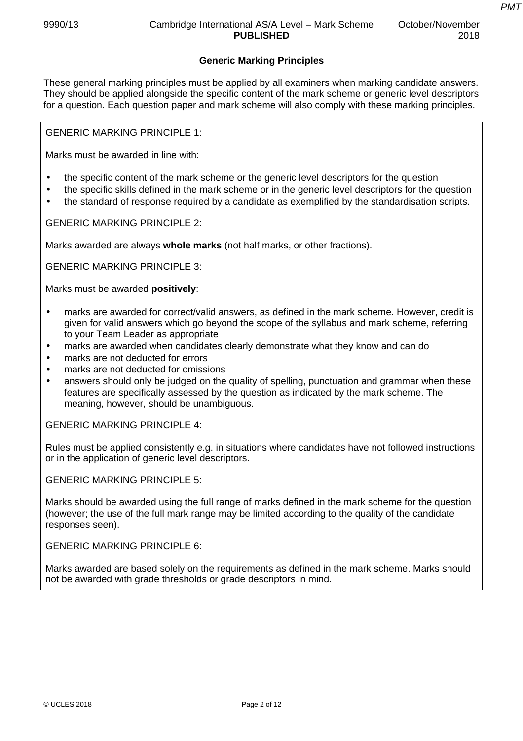## Generic Marking Principles

These general marking principles must be applied by all examiners when marking candidate answers. They should be applied alongside the specific content of the mark scheme or generic level descriptors for a question. Each question paper and mark scheme will also comply with these marking principles.

GENERIC MARKING PRINCIPLE 1:

Marks must be awarded in line with:

- the specific content of the mark scheme or the generic level descriptors for the question
- the specific skills defined in the mark scheme or in the generic level descriptors for the question
- the standard of response required by a candidate as exemplified by the standardisation scripts.

GENERIC MARKING PRINCIPLE 2:

Marks awarded are always **whole marks** (not half marks, or other fractions).

GENERIC MARKING PRINCIPLE 3:

Marks must be awarded **positively**:

- marks are awarded for correct/valid answers, as defined in the mark scheme. However, credit is given for valid answers which go beyond the scope of the syllabus and mark scheme, referring to your Team Leader as appropriate
- marks are awarded when candidates clearly demonstrate what they know and can do
- marks are not deducted for errors
- marks are not deducted for omissions
- answers should only be judged on the quality of spelling, punctuation and grammar when these features are specifically assessed by the question as indicated by the mark scheme. The meaning, however, should be unambiguous.

GENERIC MARKING PRINCIPLE 4:

Rules must be applied consistently e.g. in situations where candidates have not followed instructions or in the application of generic level descriptors.

GENERIC MARKING PRINCIPLE 5:

Marks should be awarded using the full range of marks defined in the mark scheme for the question (however; the use of the full mark range may be limited according to the quality of the candidate responses seen).

GENERIC MARKING PRINCIPLE 6:

Marks awarded are based solely on the requirements as defined in the mark scheme. Marks should not be awarded with grade thresholds or grade descriptors in mind.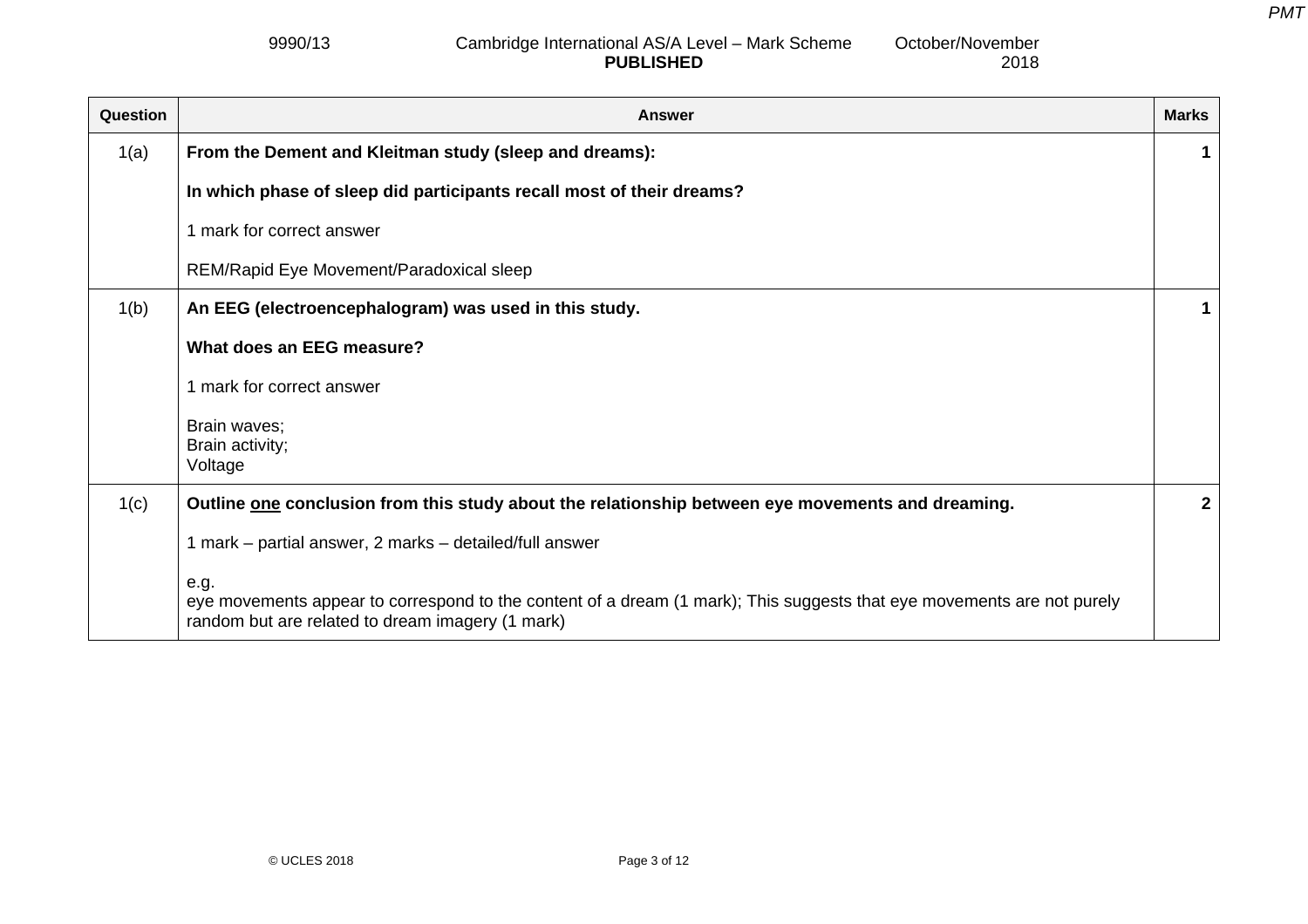| Question | Answer | Marks |
|---|---|---|
| 1(a) | **From the Dement and Kleitman study (sleep and dreams):**<br><br>**In which phase of sleep did participants recall most of their dreams?**<br><br>1 mark for correct answer<br><br>REM/Rapid Eye Movement/Paradoxical sleep | **1** |
| 1(b) | **An EEG (electroencephalogram) was used in this study.**<br><br>**What does an EEG measure?**<br><br>1 mark for correct answer<br><br>Brain waves;<br>Brain activity;<br>Voltage | **1** |
| 1(c) | **Outline one conclusion from this study about the relationship between eye movements and dreaming.**<br><br>1 mark – partial answer, 2 marks – detailed/full answer<br><br>e.g.<br>eye movements appear to correspond to the content of a dream (1 mark); This suggests that eye movements are not purely random but are related to dream imagery (1 mark) | **2** |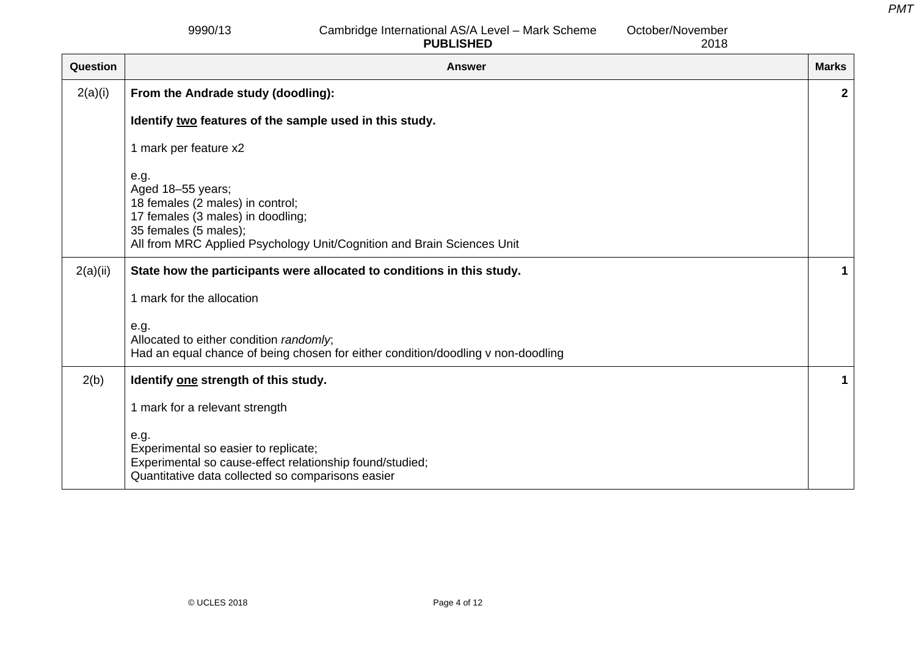| Question | Answer | Marks |
|---|---|---|
| 2(a)(i) | **From the Andrade study (doodling):**<br><br>**Identify <u>two</u> features of the sample used in this study.**<br><br>1 mark per feature x2<br><br>e.g.<br>Aged 18–55 years;<br>18 females (2 males) in control;<br>17 females (3 males) in doodling;<br>35 females (5 males);<br>All from MRC Applied Psychology Unit/Cognition and Brain Sciences Unit | **2** |
| 2(a)(ii) | **State how the participants were allocated to conditions in this study.**<br><br>1 mark for the allocation<br><br>e.g.<br>Allocated to either condition *randomly*;<br>Had an equal chance of being chosen for either condition/doodling v non-doodling | **1** |
| 2(b) | **Identify <u>one</u> strength of this study.**<br><br>1 mark for a relevant strength<br><br>e.g.<br>Experimental so easier to replicate;<br>Experimental so cause-effect relationship found/studied;<br>Quantitative data collected so comparisons easier | **1** |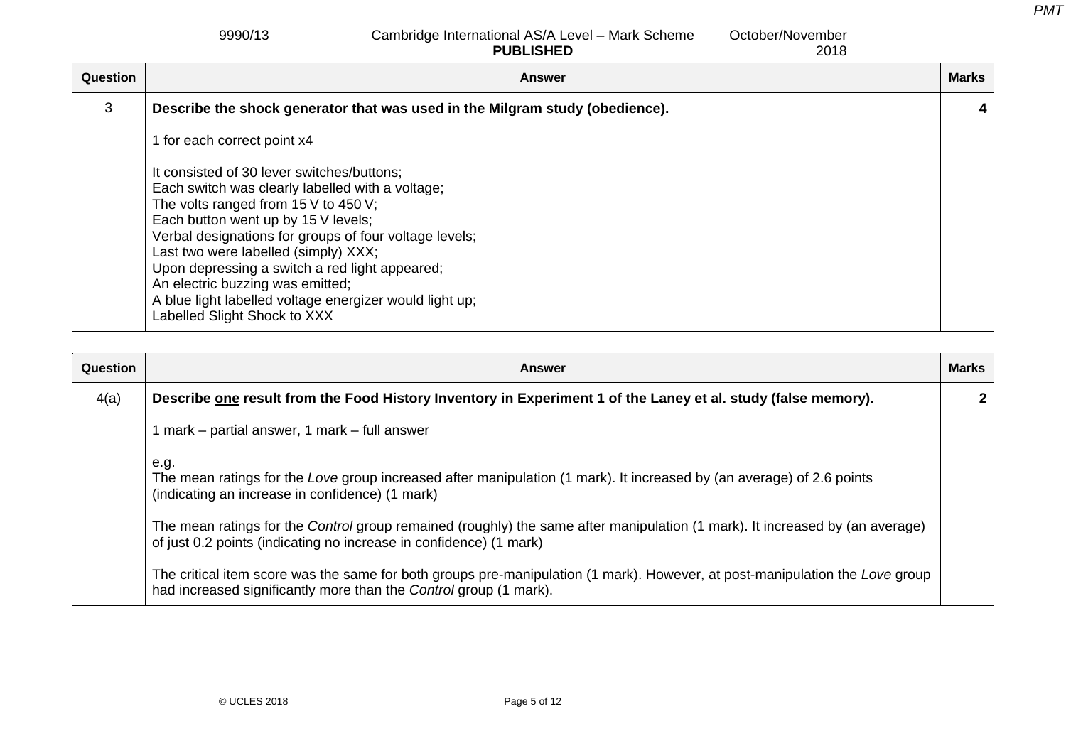| Question | Answer | Marks |
|---|---|---|
| 3 | **Describe the shock generator that was used in the Milgram study (obedience).**<br><br>1 for each correct point x4<br><br>It consisted of 30 lever switches/buttons;<br>Each switch was clearly labelled with a voltage;<br>The volts ranged from 15 V to 450 V;<br>Each button went up by 15 V levels;<br>Verbal designations for groups of four voltage levels;<br>Last two were labelled (simply) XXX;<br>Upon depressing a switch a red light appeared;<br>An electric buzzing was emitted;<br>A blue light labelled voltage energizer would light up;<br>Labelled Slight Shock to XXX | **4** |

| Question | Answer | Marks |
|---|---|---|
| 4(a) | **Describe <u>one</u> result from the Food History Inventory in Experiment 1 of the Laney et al. study (false memory).**<br><br>1 mark – partial answer, 1 mark – full answer<br><br>e.g.<br>The mean ratings for the *Love* group increased after manipulation (1 mark). It increased by (an average) of 2.6 points (indicating an increase in confidence) (1 mark)<br><br>The mean ratings for the *Control* group remained (roughly) the same after manipulation (1 mark). It increased by (an average) of just 0.2 points (indicating no increase in confidence) (1 mark)<br><br>The critical item score was the same for both groups pre-manipulation (1 mark). However, at post-manipulation the *Love* group had increased significantly more than the *Control* group (1 mark). | **2** |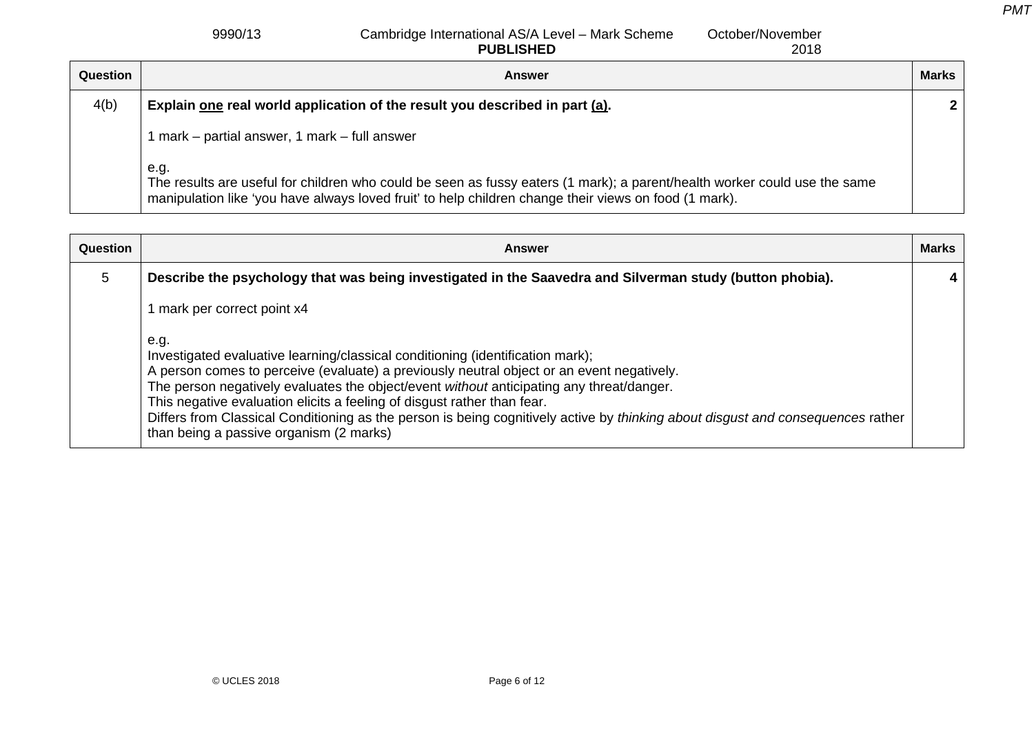| Question | Answer | Marks |
|---|---|---|
| 4(b) | **Explain <u>one</u> real world application of the result you described in part <u>(a)</u>.**<br><br>1 mark – partial answer, 1 mark – full answer<br><br>e.g.<br>The results are useful for children who could be seen as fussy eaters (1 mark); a parent/health worker could use the same manipulation like 'you have always loved fruit' to help children change their views on food (1 mark). | 2 |

| Question | Answer | Marks |
|---|---|---|
| 5 | **Describe the psychology that was being investigated in the Saavedra and Silverman study (button phobia).**<br><br>1 mark per correct point x4<br><br>e.g.<br>Investigated evaluative learning/classical conditioning (identification mark);<br>A person comes to perceive (evaluate) a previously neutral object or an event negatively.<br>The person negatively evaluates the object/event *without* anticipating any threat/danger.<br>This negative evaluation elicits a feeling of disgust rather than fear.<br>Differs from Classical Conditioning as the person is being cognitively active by *thinking about disgust and consequences* rather than being a passive organism (2 marks) | 4 |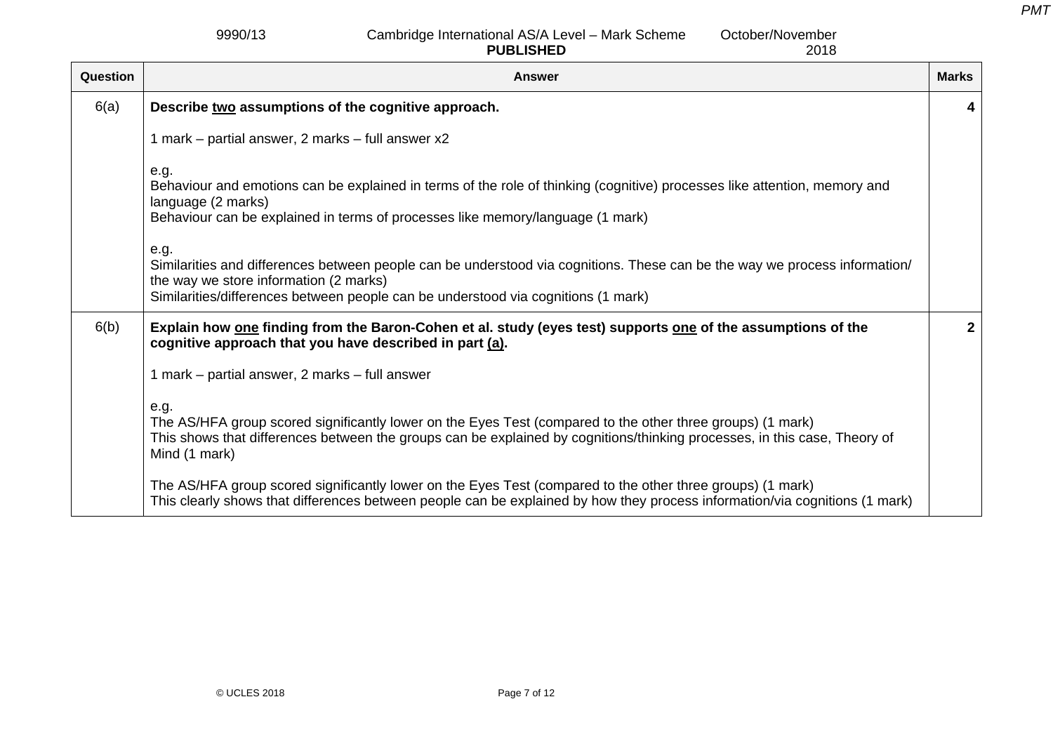| Question | Answer | Marks |
|---|---|---|
| 6(a) | **Describe <u>two</u> assumptions of the cognitive approach.**<br><br>1 mark – partial answer, 2 marks – full answer x2<br><br>e.g.<br>Behaviour and emotions can be explained in terms of the role of thinking (cognitive) processes like attention, memory and language (2 marks)<br>Behaviour can be explained in terms of processes like memory/language (1 mark)<br><br>e.g.<br>Similarities and differences between people can be understood via cognitions. These can be the way we process information/ the way we store information (2 marks)<br>Similarities/differences between people can be understood via cognitions (1 mark) | **4** |
| 6(b) | **Explain how <u>one</u> finding from the Baron-Cohen et al. study (eyes test) supports <u>one</u> of the assumptions of the cognitive approach that you have described in part <u>(a)</u>.**<br><br>1 mark – partial answer, 2 marks – full answer<br><br>e.g.<br>The AS/HFA group scored significantly lower on the Eyes Test (compared to the other three groups) (1 mark)<br>This shows that differences between the groups can be explained by cognitions/thinking processes, in this case, Theory of Mind (1 mark)<br><br>The AS/HFA group scored significantly lower on the Eyes Test (compared to the other three groups) (1 mark)<br>This clearly shows that differences between people can be explained by how they process information/via cognitions (1 mark) | **2** |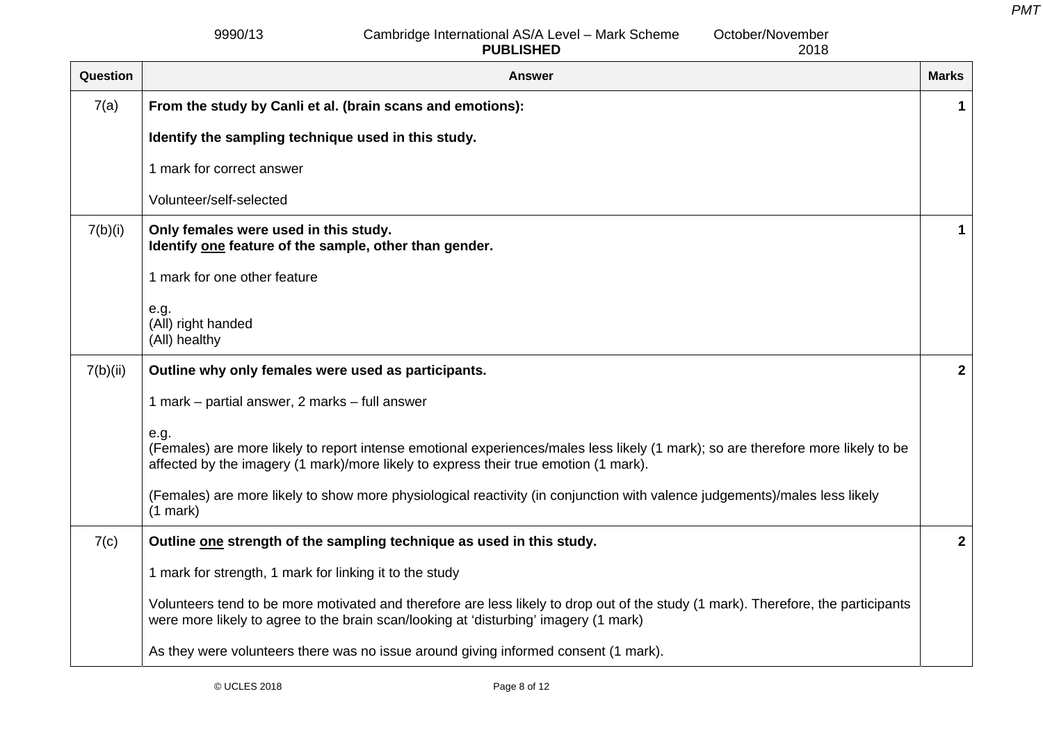| Question | Answer | Marks |
|---|---|---|
| 7(a) | **From the study by Canli et al. (brain scans and emotions):**<br><br>**Identify the sampling technique used in this study.**<br><br>1 mark for correct answer<br><br>Volunteer/self-selected | 1 |
| 7(b)(i) | **Only females were used in this study.**<br>**Identify one feature of the sample, other than gender.**<br><br>1 mark for one other feature<br><br>e.g.<br>(All) right handed<br>(All) healthy | 1 |
| 7(b)(ii) | **Outline why only females were used as participants.**<br><br>1 mark – partial answer, 2 marks – full answer<br><br>e.g.<br>(Females) are more likely to report intense emotional experiences/males less likely (1 mark); so are therefore more likely to be affected by the imagery (1 mark)/more likely to express their true emotion (1 mark).<br><br>(Females) are more likely to show more physiological reactivity (in conjunction with valence judgements)/males less likely (1 mark) | 2 |
| 7(c) | **Outline one strength of the sampling technique as used in this study.**<br><br>1 mark for strength, 1 mark for linking it to the study<br><br>Volunteers tend to be more motivated and therefore are less likely to drop out of the study (1 mark). Therefore, the participants were more likely to agree to the brain scan/looking at 'disturbing' imagery (1 mark)<br><br>As they were volunteers there was no issue around giving informed consent (1 mark). | 2 |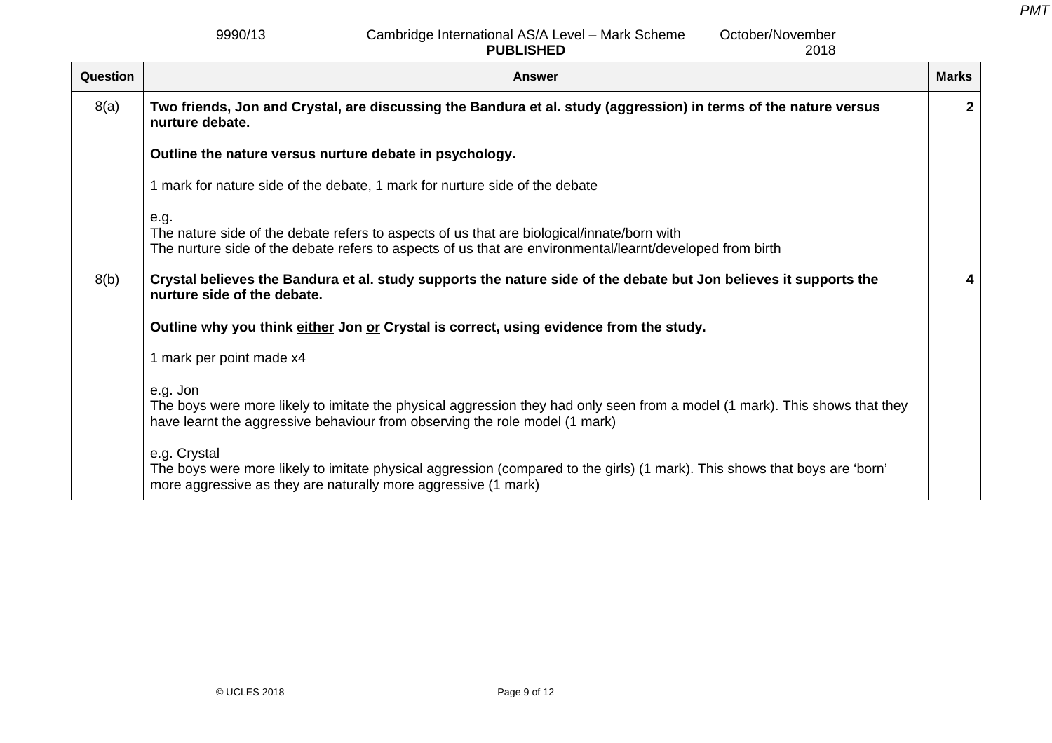| Question | Answer | Marks |
|---|---|---|
| 8(a) | **Two friends, Jon and Crystal, are discussing the Bandura et al. study (aggression) in terms of the nature versus nurture debate.**<br><br>**Outline the nature versus nurture debate in psychology.**<br><br>1 mark for nature side of the debate, 1 mark for nurture side of the debate<br><br>e.g.<br>The nature side of the debate refers to aspects of us that are biological/innate/born with<br>The nurture side of the debate refers to aspects of us that are environmental/learnt/developed from birth | 2 |
| 8(b) | **Crystal believes the Bandura et al. study supports the nature side of the debate but Jon believes it supports the nurture side of the debate.**<br><br>**Outline why you think <u>either</u> Jon <u>or</u> Crystal is correct, using evidence from the study.**<br><br>1 mark per point made x4<br><br>e.g. Jon<br>The boys were more likely to imitate the physical aggression they had only seen from a model (1 mark). This shows that they have learnt the aggressive behaviour from observing the role model (1 mark)<br><br>e.g. Crystal<br>The boys were more likely to imitate physical aggression (compared to the girls) (1 mark). This shows that boys are 'born' more aggressive as they are naturally more aggressive (1 mark) | 4 |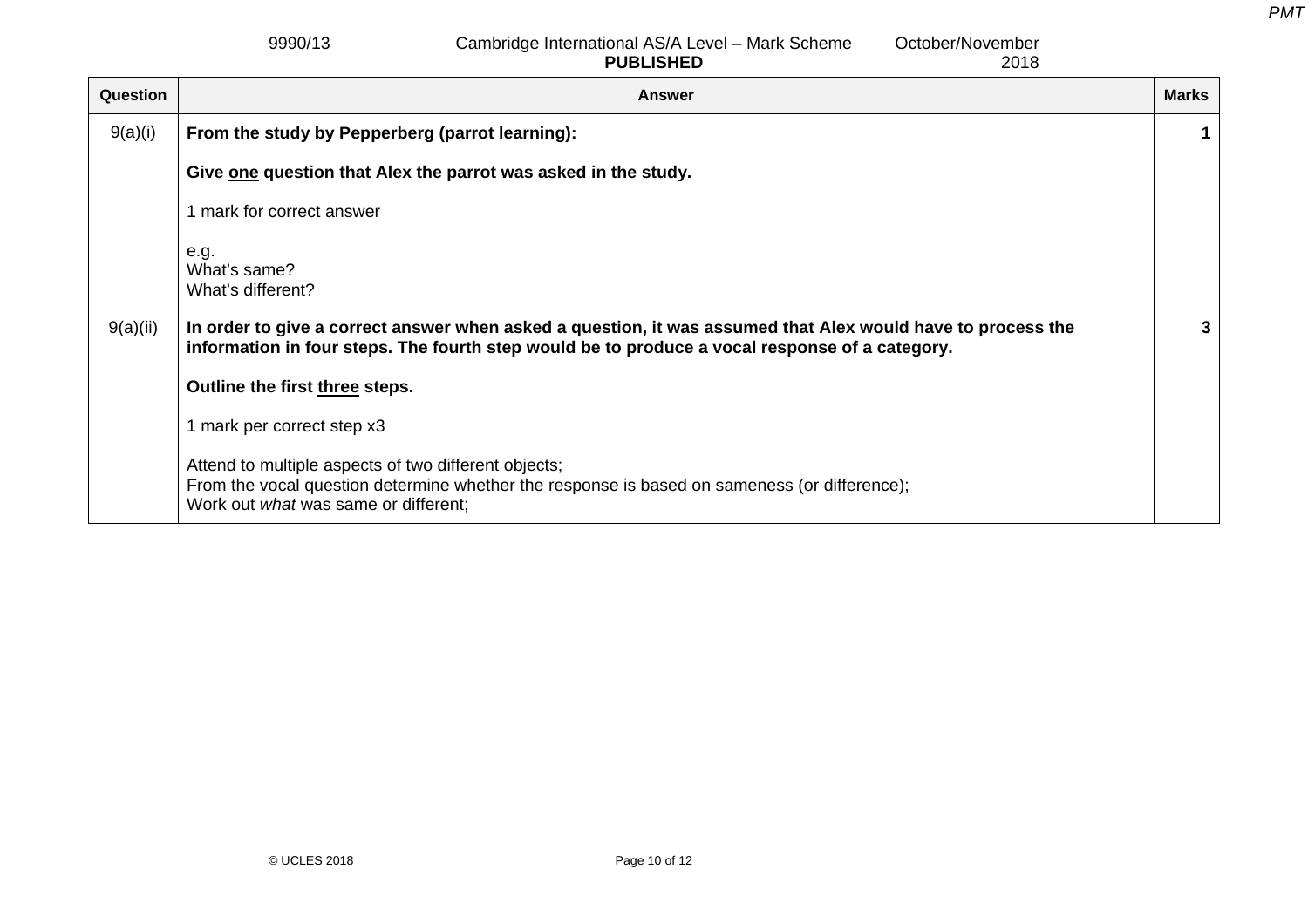| Question | Answer | Marks |
|---|---|---|
| 9(a)(i) | **From the study by Pepperberg (parrot learning):**<br><br>**Give <u>one</u> question that Alex the parrot was asked in the study.**<br><br>1 mark for correct answer<br><br>e.g.<br>What's same?<br>What's different? | **1** |
| 9(a)(ii) | **In order to give a correct answer when asked a question, it was assumed that Alex would have to process the information in four steps. The fourth step would be to produce a vocal response of a category.**<br><br>**Outline the first <u>three</u> steps.**<br><br>1 mark per correct step x3<br><br>Attend to multiple aspects of two different objects;<br>From the vocal question determine whether the response is based on sameness (or difference);<br>Work out *what* was same or different; | **3** |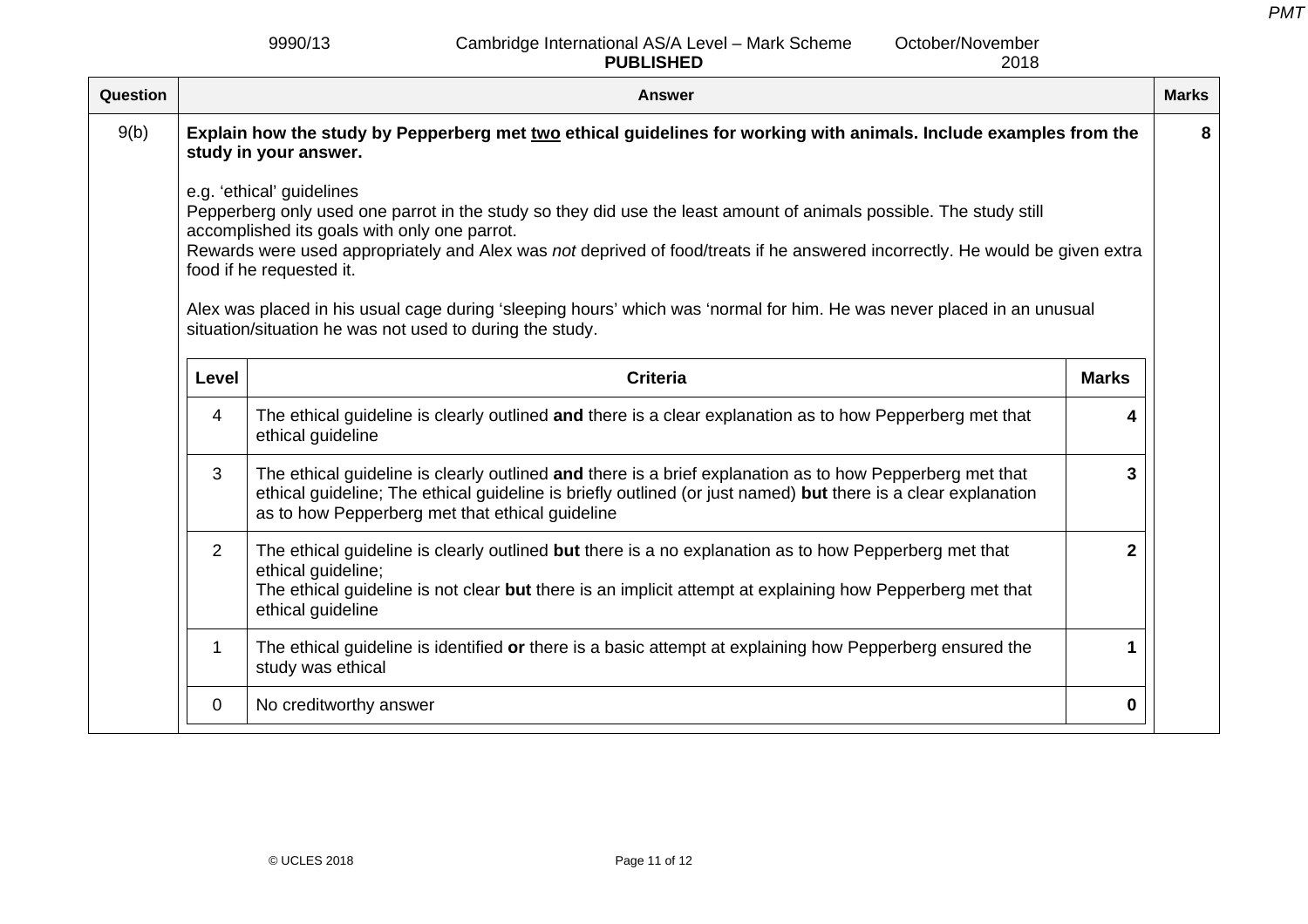| Question | Answer | Marks |
|---|---|---|
| 9(b) | **Explain how the study by Pepperberg met <u>two</u> ethical guidelines for working with animals. Include examples from the study in your answer.**<br><br>e.g. 'ethical' guidelines<br>Pepperberg only used one parrot in the study so they did use the least amount of animals possible. The study still accomplished its goals with only one parrot.<br>Rewards were used appropriately and Alex was *not* deprived of food/treats if he answered incorrectly. He would be given extra food if he requested it.<br><br>Alex was placed in his usual cage during 'sleeping hours' which was 'normal for him. He was never placed in an unusual situation/situation he was not used to during the study. | 8 |

| Level | Criteria | Marks |
|---|---|---|
| 4 | The ethical guideline is clearly outlined **and** there is a clear explanation as to how Pepperberg met that ethical guideline | **4** |
| 3 | The ethical guideline is clearly outlined **and** there is a brief explanation as to how Pepperberg met that ethical guideline; The ethical guideline is briefly outlined (or just named) **but** there is a clear explanation as to how Pepperberg met that ethical guideline | **3** |
| 2 | The ethical guideline is clearly outlined **but** there is a no explanation as to how Pepperberg met that ethical guideline;<br>The ethical guideline is not clear **but** there is an implicit attempt at explaining how Pepperberg met that ethical guideline | **2** |
| 1 | The ethical guideline is identified **or** there is a basic attempt at explaining how Pepperberg ensured the study was ethical | **1** |
| 0 | No creditworthy answer | **0** |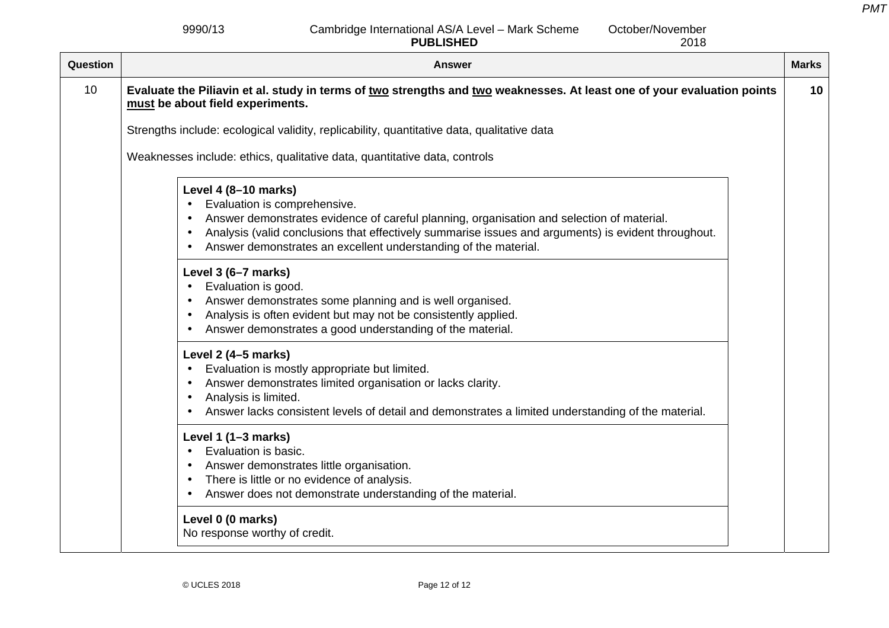| Question | Answer | Marks |
|---|---|---|
| 10 | **Evaluate the Piliavin et al. study in terms of two strengths and two weaknesses. At least one of your evaluation points must be about field experiments.**<br><br>Strengths include: ecological validity, replicability, quantitative data, qualitative data<br><br>Weaknesses include: ethics, qualitative data, quantitative data, controls<br><br>**Level 4 (8–10 marks)**<br>• Evaluation is comprehensive.<br>• Answer demonstrates evidence of careful planning, organisation and selection of material.<br>• Analysis (valid conclusions that effectively summarise issues and arguments) is evident throughout.<br>• Answer demonstrates an excellent understanding of the material.<br><br>**Level 3 (6–7 marks)**<br>• Evaluation is good.<br>• Answer demonstrates some planning and is well organised.<br>• Analysis is often evident but may not be consistently applied.<br>• Answer demonstrates a good understanding of the material.<br><br>**Level 2 (4–5 marks)**<br>• Evaluation is mostly appropriate but limited.<br>• Answer demonstrates limited organisation or lacks clarity.<br>• Analysis is limited.<br>• Answer lacks consistent levels of detail and demonstrates a limited understanding of the material.<br><br>**Level 1 (1–3 marks)**<br>• Evaluation is basic.<br>• Answer demonstrates little organisation.<br>• There is little or no evidence of analysis.<br>• Answer does not demonstrate understanding of the material.<br><br>**Level 0 (0 marks)**<br>No response worthy of credit. | **10** |